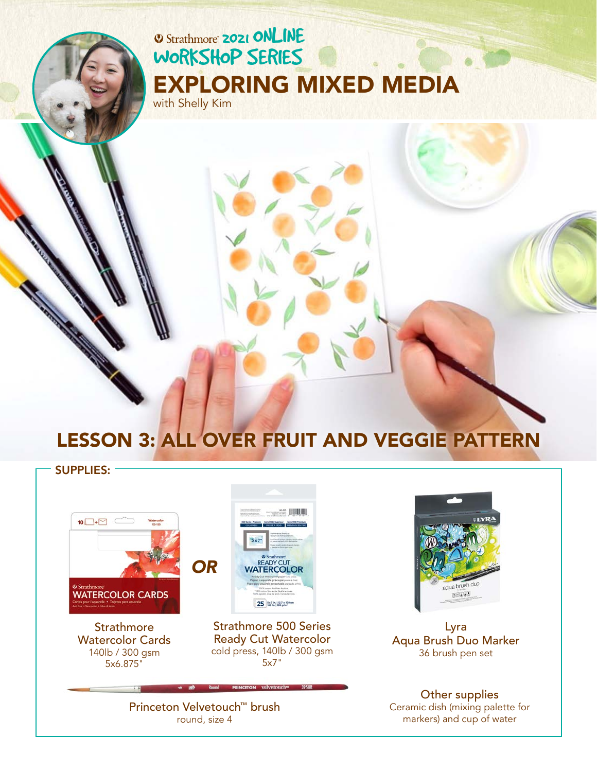Strathmore® 2021 ONLINE WORKSHOP SERIES

# EXPLORING MIXED MEDIA

with Shelly Kim

## LESSON 3: ALL OVER FRUIT AND VEGGIE PATTERN

### SUPPLIES:

Strathmore Watercolor Cards
140lb / 300 gsm
5x6.875"

*OR*

Strathmore 500 Series Ready Cut Watercolor
cold press, 140lb / 300 gsm
5x7"

Lyra Aqua Brush Duo Marker
36 brush pen set

Princeton Velvetouch™ brush
round, size 4

Other supplies
Ceramic dish (mixing palette for markers) and cup of water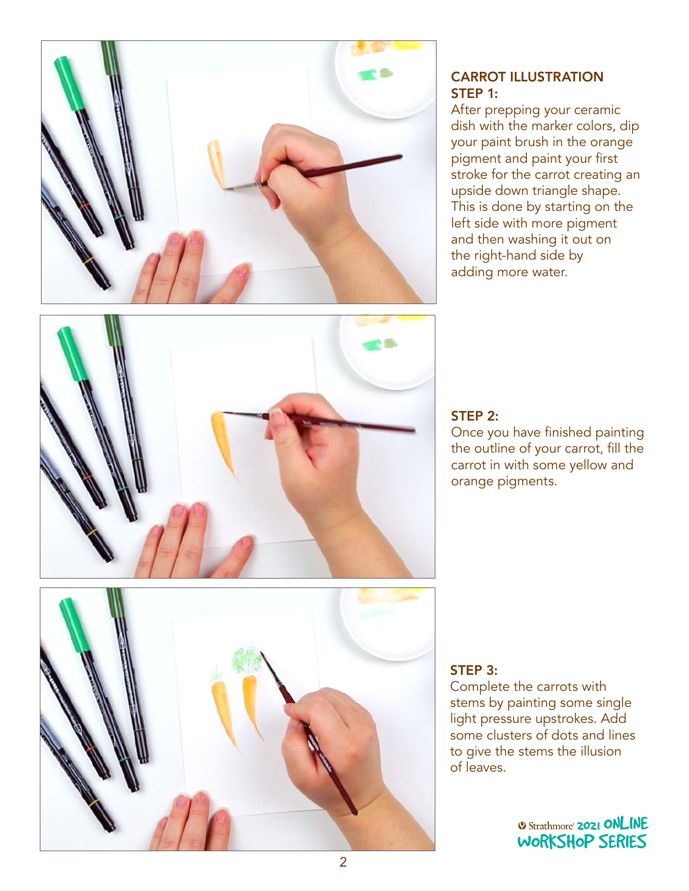## CARROT ILLUSTRATION

### STEP 1:

After prepping your ceramic dish with the marker colors, dip your paint brush in the orange pigment and paint your first stroke for the carrot creating an upside down triangle shape. This is done by starting on the left side with more pigment and then washing it out on the right-hand side by adding more water.

### STEP 2:

Once you have finished painting the outline of your carrot, fill the carrot in with some yellow and orange pigments.

### STEP 3:

Complete the carrots with stems by painting some single light pressure upstrokes. Add some clusters of dots and lines to give the stems the illusion of leaves.

Strathmore 2021 ONLINE WORKSHOP SERIES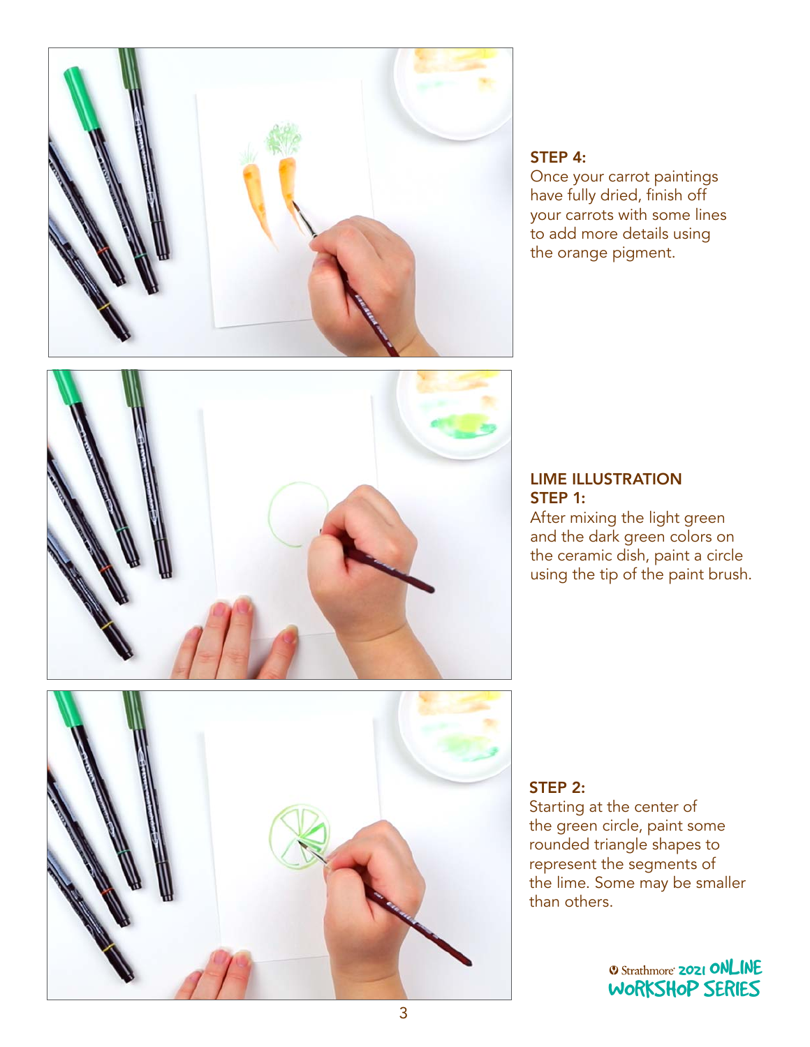**STEP 4:**
Once your carrot paintings have fully dried, finish off your carrots with some lines to add more details using the orange pigment.

**LIME ILLUSTRATION**
**STEP 1:**
After mixing the light green and the dark green colors on the ceramic dish, paint a circle using the tip of the paint brush.

**STEP 2:**
Starting at the center of the green circle, paint some rounded triangle shapes to represent the segments of the lime. Some may be smaller than others.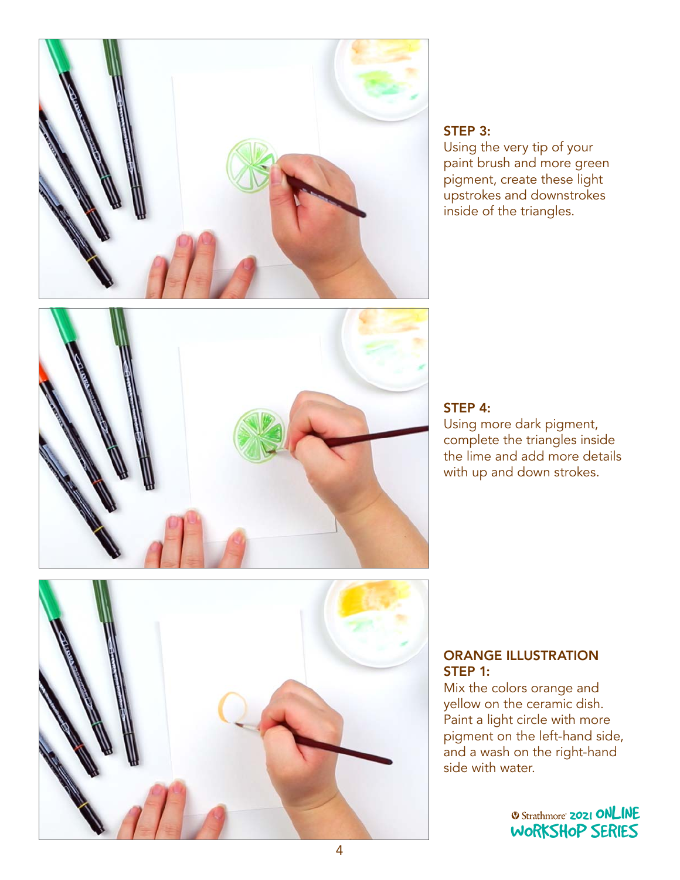**STEP 3:**
Using the very tip of your paint brush and more green pigment, create these light upstrokes and downstrokes inside of the triangles.

**STEP 4:**
Using more dark pigment, complete the triangles inside the lime and add more details with up and down strokes.

**ORANGE ILLUSTRATION STEP 1:**
Mix the colors orange and yellow on the ceramic dish. Paint a light circle with more pigment on the left-hand side, and a wash on the right-hand side with water.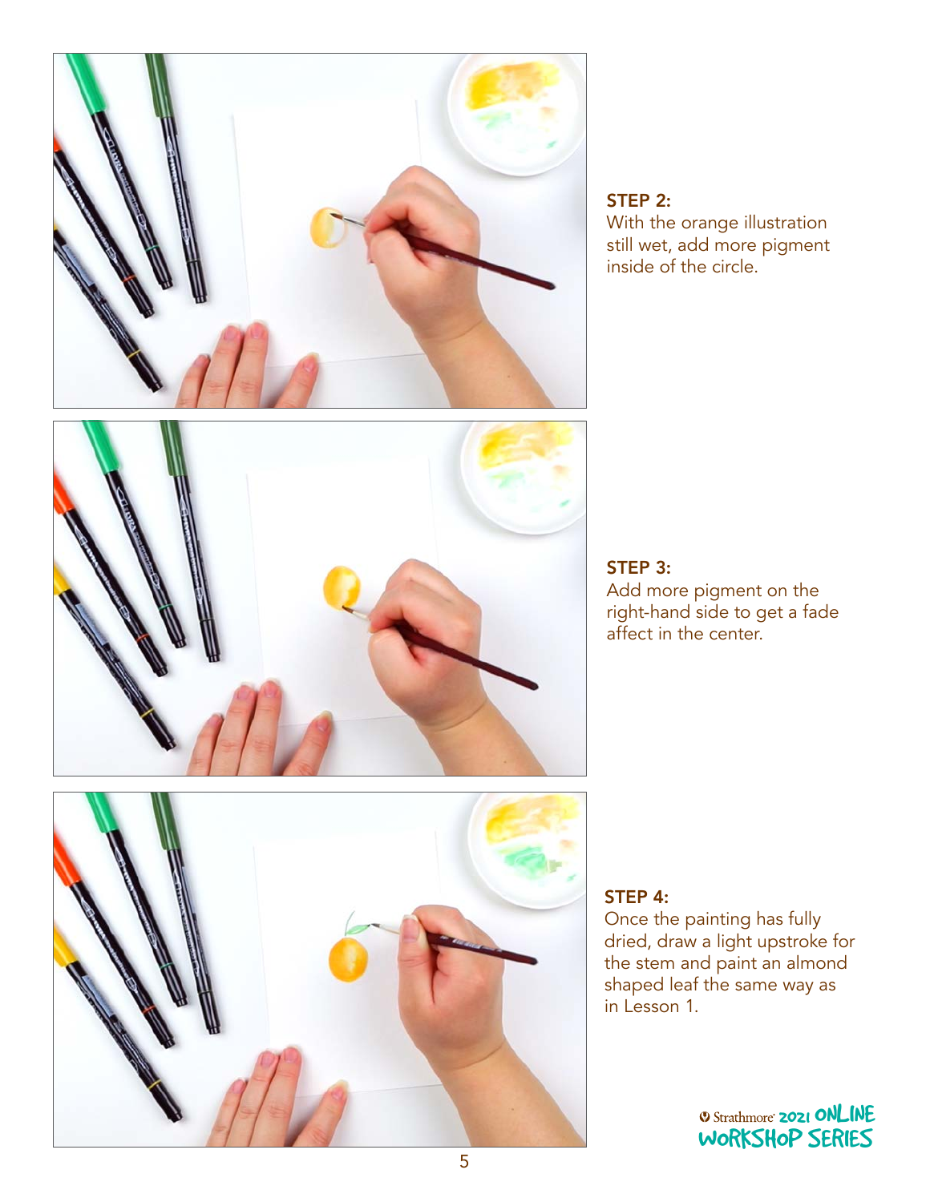**STEP 2:**
With the orange illustration still wet, add more pigment inside of the circle.

**STEP 3:**
Add more pigment on the right-hand side to get a fade affect in the center.

**STEP 4:**
Once the painting has fully dried, draw a light upstroke for the stem and paint an almond shaped leaf the same way as in Lesson 1.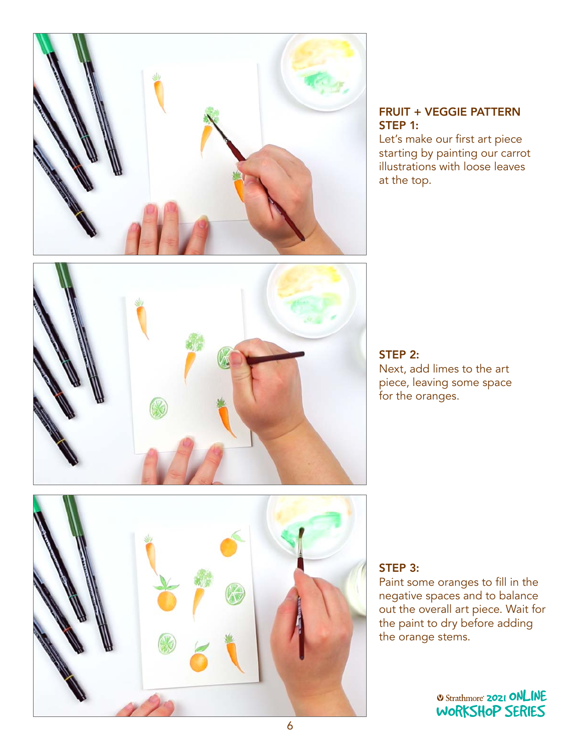## FRUIT + VEGGIE PATTERN STEP 1:

Let's make our first art piece starting by painting our carrot illustrations with loose leaves at the top.

## STEP 2:

Next, add limes to the art piece, leaving some space for the oranges.

## STEP 3:

Paint some oranges to fill in the negative spaces and to balance out the overall art piece. Wait for the paint to dry before adding the orange stems.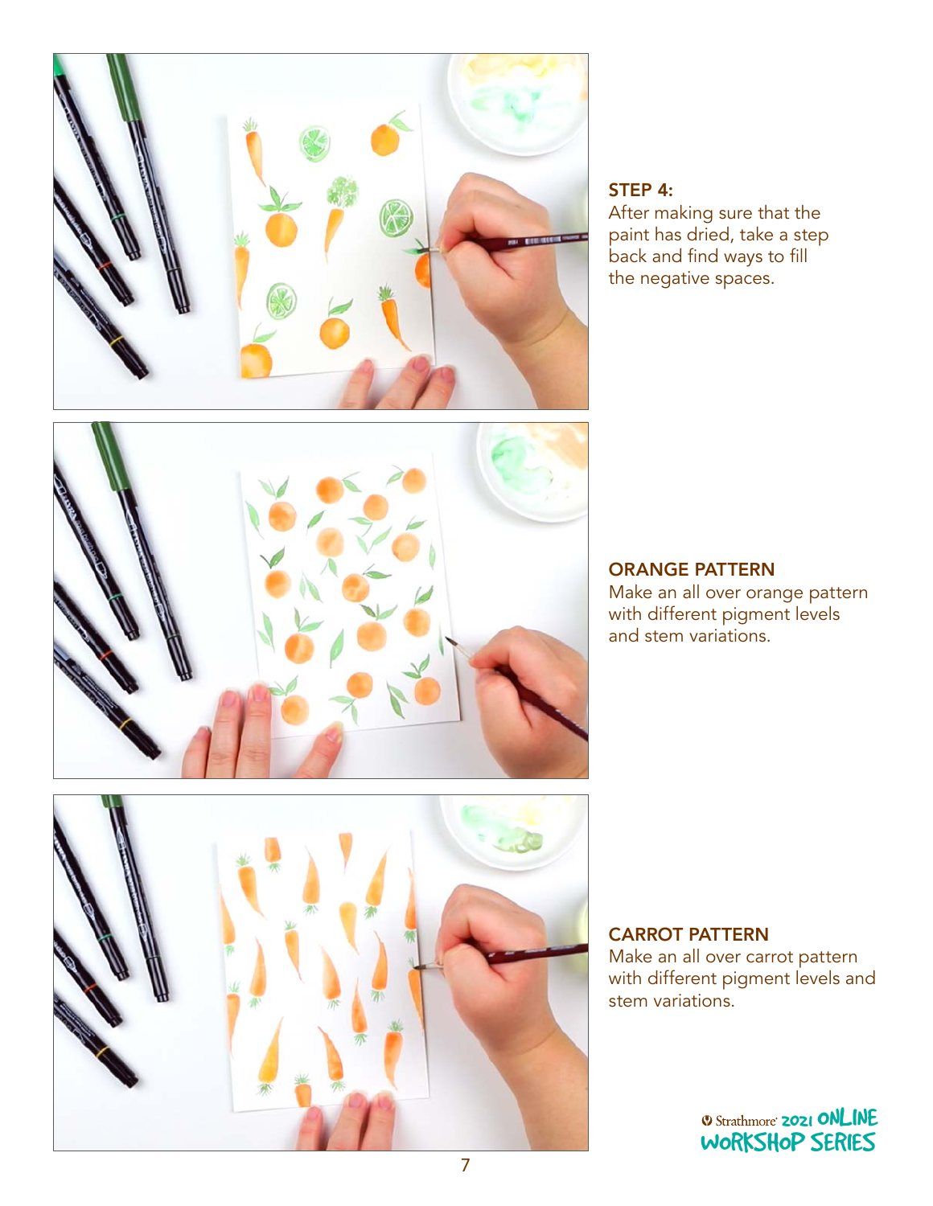**STEP 4:**
After making sure that the paint has dried, take a step back and find ways to fill the negative spaces.

**ORANGE PATTERN**
Make an all over orange pattern with different pigment levels and stem variations.

**CARROT PATTERN**
Make an all over carrot pattern with different pigment levels and stem variations.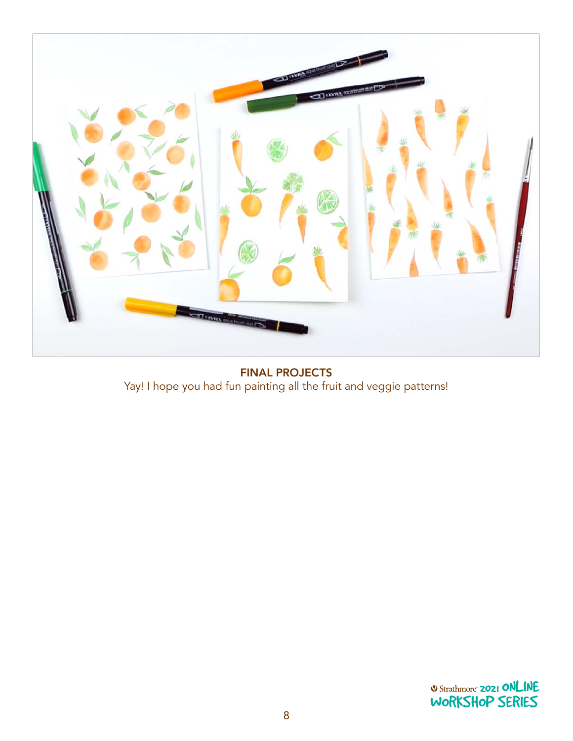**FINAL PROJECTS**

Yay! I hope you had fun painting all the fruit and veggie patterns!